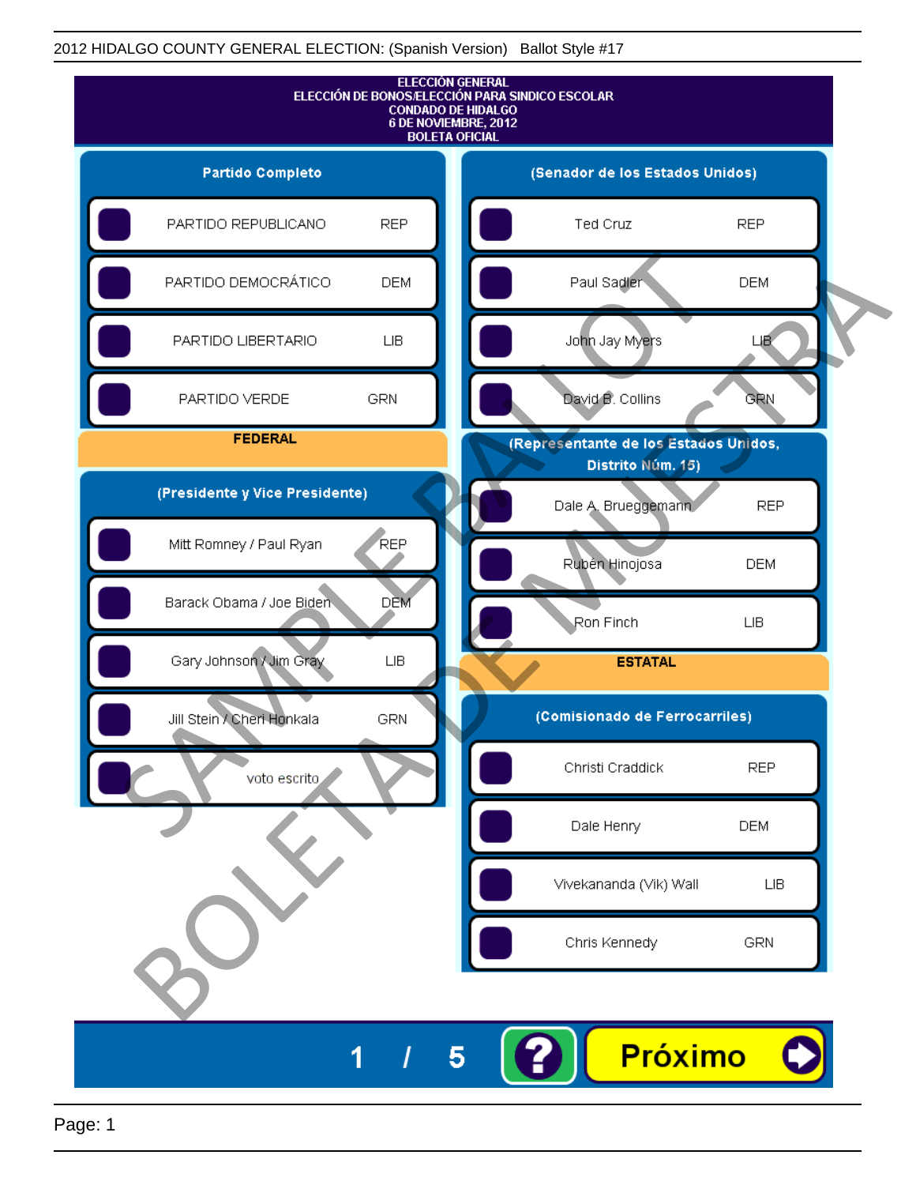2012 HIDALGO COUNTY GENERAL ELECTION: (Spanish Version) Ballot Style #17

# ELECCIÓN GENERAL
## ELECCIÓN DE BONOS/ELECCIÓN PARA SINDICO ESCOLAR
## CONDADO DE HIDALGO
## 6 DE NOVIEMBRE, 2012
## BOLETA OFICIAL

### Partido Completo

| | |
|---|---|
| PARTIDO REPUBLICANO | REP |
| PARTIDO DEMOCRÁTICO | DEM |
| PARTIDO LIBERTARIO | LIB |
| PARTIDO VERDE | GRN |

### FEDERAL

### (Presidente y Vice Presidente)

| | |
|---|---|
| Mitt Romney / Paul Ryan | REP |
| Barack Obama / Joe Biden | DEM |
| Gary Johnson / Jim Gray | LIB |
| Jill Stein / Cheri Honkala | GRN |
| voto escrito | |

### (Senador de los Estados Unidos)

| | |
|---|---|
| Ted Cruz | REP |
| Paul Sadler | DEM |
| John Jay Myers | LIB |
| David B. Collins | GRN |

### (Representante de los Estados Unidos, Distrito Núm. 15)

| | |
|---|---|
| Dale A. Brueggemann | REP |
| Rubén Hinojosa | DEM |
| Ron Finch | LIB |

### ESTATAL

### (Comisionado de Ferrocarriles)

| | |
|---|---|
| Christi Craddick | REP |
| Dale Henry | DEM |
| Vivekananda (Vik) Wall | LIB |
| Chris Kennedy | GRN |

SAMPLE BALLOT / BOLETA DE MUESTRA

1 / 5

Próximo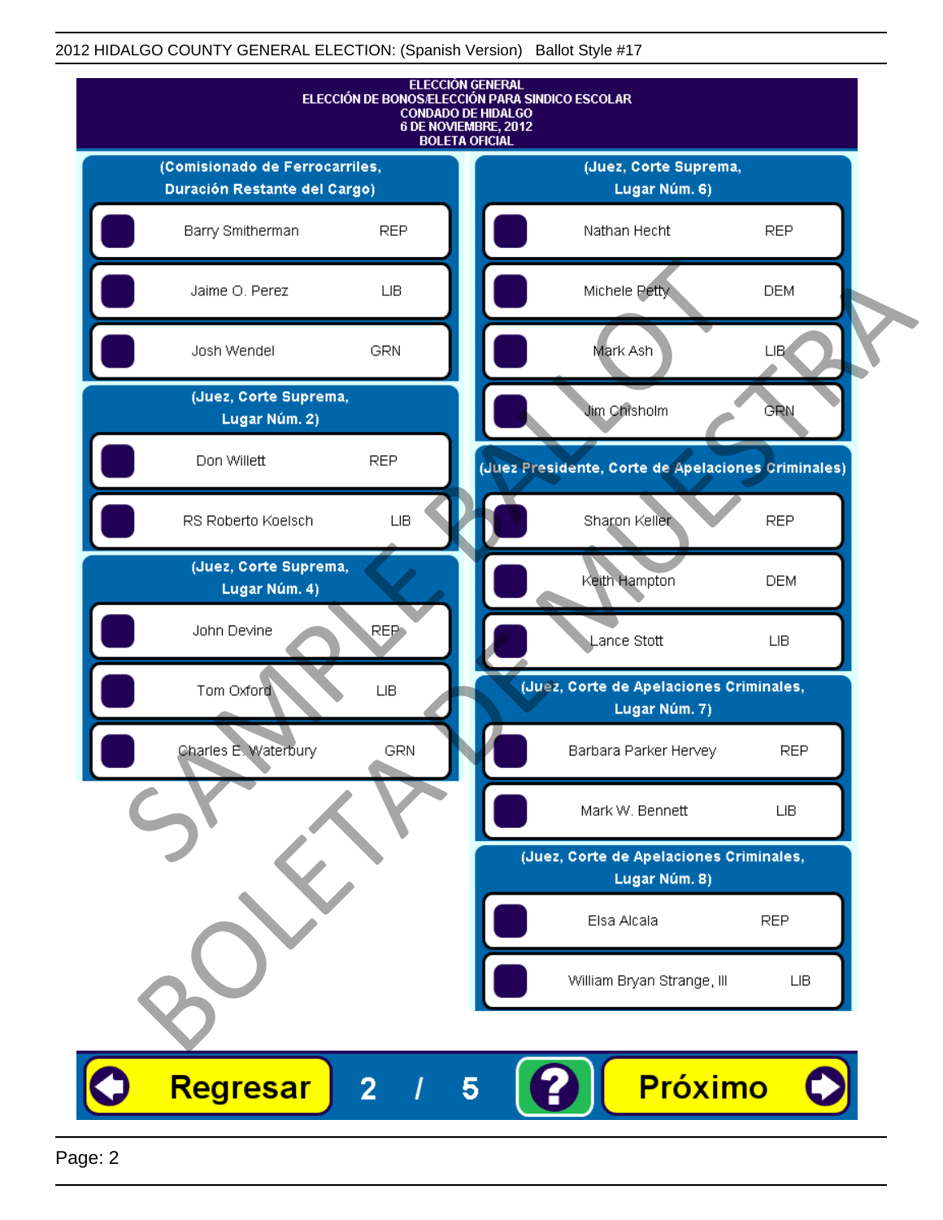2012 HIDALGO COUNTY GENERAL ELECTION: (Spanish Version) Ballot Style #17

# ELECCIÓN GENERAL
## ELECCIÓN DE BONOS/ELECCIÓN PARA SINDICO ESCOLAR
## CONDADO DE HIDALGO
## 6 DE NOVIEMBRE, 2012
## BOLETA OFICIAL

### (Comisionado de Ferrocarriles, Duración Restante del Cargo)

| Candidato | Partido |
|---|---|
| Barry Smitherman | REP |
| Jaime O. Perez | LIB |
| Josh Wendel | GRN |

### (Juez, Corte Suprema, Lugar Núm. 2)

| Candidato | Partido |
|---|---|
| Don Willett | REP |
| RS Roberto Koelsch | LIB |

### (Juez, Corte Suprema, Lugar Núm. 4)

| Candidato | Partido |
|---|---|
| John Devine | REP |
| Tom Oxford | LIB |
| Charles E. Waterbury | GRN |

### (Juez, Corte Suprema, Lugar Núm. 6)

| Candidato | Partido |
|---|---|
| Nathan Hecht | REP |
| Michele Petty | DEM |
| Mark Ash | LIB |
| Jim Chisholm | GRN |

### (Juez Presidente, Corte de Apelaciones Criminales)

| Candidato | Partido |
|---|---|
| Sharon Keller | REP |
| Keith Hampton | DEM |
| Lance Stott | LIB |

### (Juez, Corte de Apelaciones Criminales, Lugar Núm. 7)

| Candidato | Partido |
|---|---|
| Barbara Parker Hervey | REP |
| Mark W. Bennett | LIB |

### (Juez, Corte de Apelaciones Criminales, Lugar Núm. 8)

| Candidato | Partido |
|---|---|
| Elsa Alcala | REP |
| William Bryan Strange, III | LIB |

SAMPLE BALLOT / BOLETA DE MUESTRA

Regresar | 2 / 5 | ? | Próximo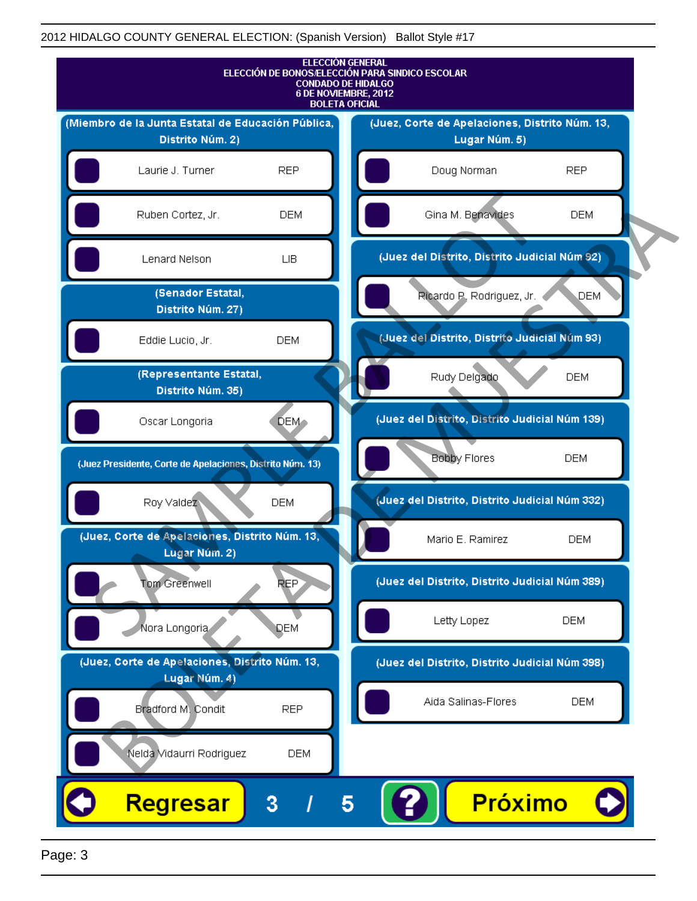# ELECCIÓN GENERAL
## ELECCIÓN DE BONOS/ELECCIÓN PARA SINDICO ESCOLAR
## CONDADO DE HIDALGO
## 6 DE NOVIEMBRE, 2012
## BOLETA OFICIAL

### (Miembro de la Junta Estatal de Educación Pública, Distrito Núm. 2)

| Candidato | Partido |
|---|---|
| Laurie J. Turner | REP |
| Ruben Cortez, Jr. | DEM |
| Lenard Nelson | LIB |

### (Senador Estatal, Distrito Núm. 27)

| Candidato | Partido |
|---|---|
| Eddie Lucio, Jr. | DEM |

### (Representante Estatal, Distrito Núm. 35)

| Candidato | Partido |
|---|---|
| Oscar Longoria | DEM |

### (Juez Presidente, Corte de Apelaciones, Distrito Núm. 13)

| Candidato | Partido |
|---|---|
| Roy Valdez | DEM |

### (Juez, Corte de Apelaciones, Distrito Núm. 13, Lugar Núm. 2)

| Candidato | Partido |
|---|---|
| Tom Greenwell | REP |
| Nora Longoria | DEM |

### (Juez, Corte de Apelaciones, Distrito Núm. 13, Lugar Núm. 4)

| Candidato | Partido |
|---|---|
| Bradford M. Condit | REP |
| Nelda Vidaurri Rodriguez | DEM |

### (Juez, Corte de Apelaciones, Distrito Núm. 13, Lugar Núm. 5)

| Candidato | Partido |
|---|---|
| Doug Norman | REP |
| Gina M. Benavides | DEM |

### (Juez del Distrito, Distrito Judicial Núm 92)

| Candidato | Partido |
|---|---|
| Ricardo P. Rodriguez, Jr. | DEM |

### (Juez del Distrito, Distrito Judicial Núm 93)

| Candidato | Partido |
|---|---|
| Rudy Delgado | DEM |

### (Juez del Distrito, Distrito Judicial Núm 139)

| Candidato | Partido |
|---|---|
| Bobby Flores | DEM |

### (Juez del Distrito, Distrito Judicial Núm 332)

| Candidato | Partido |
|---|---|
| Mario E. Ramirez | DEM |

### (Juez del Distrito, Distrito Judicial Núm 389)

| Candidato | Partido |
|---|---|
| Letty Lopez | DEM |

### (Juez del Distrito, Distrito Judicial Núm 398)

| Candidato | Partido |
|---|---|
| Aida Salinas-Flores | DEM |

Regresar | 3 / 5 | ? | Próximo

SAMPLE BALLOT — BOLETA DE MUESTRA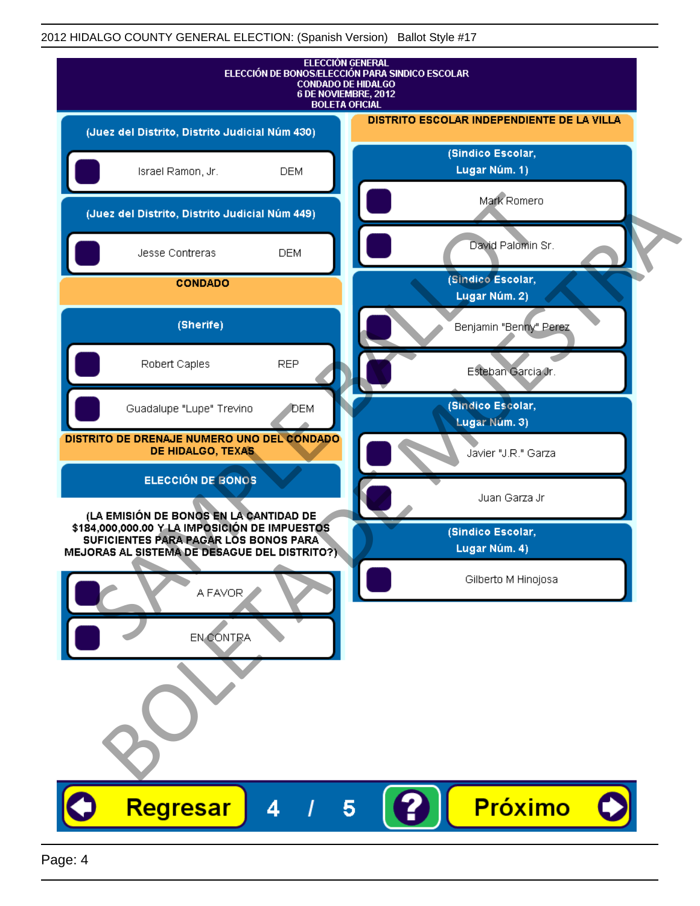2012 HIDALGO COUNTY GENERAL ELECTION: (Spanish Version) Ballot Style #17

# ELECCIÓN GENERAL
## ELECCIÓN DE BONOS/ELECCIÓN PARA SINDICO ESCOLAR
## CONDADO DE HIDALGO
## 6 DE NOVIEMBRE, 2012
## BOLETA OFICIAL

**(Juez del Distrito, Distrito Judicial Núm 430)**

- Israel Ramon, Jr. DEM

**(Juez del Distrito, Distrito Judicial Núm 449)**

- Jesse Contreras DEM

## CONDADO

**(Sherife)**

- Robert Caples REP
- Guadalupe "Lupe" Trevino DEM

## DISTRITO DE DRENAJE NUMERO UNO DEL CONDADO DE HIDALGO, TEXAS

**ELECCIÓN DE BONOS**

**(LA EMISIÓN DE BONOS EN LA CANTIDAD DE $184,000,000.00 Y LA IMPOSICIÓN DE IMPUESTOS SUFICIENTES PARA PAGAR LOS BONOS PARA MEJORAS AL SISTEMA DE DESAGUE DEL DISTRITO?)**

- A FAVOR
- EN CONTRA

## DISTRITO ESCOLAR INDEPENDIENTE DE LA VILLA

**(Sindico Escolar, Lugar Núm. 1)**

- Mark Romero
- David Palomin Sr.

**(Sindico Escolar, Lugar Núm. 2)**

- Benjamin "Benny" Perez
- Esteban Garcia Jr.

**(Sindico Escolar, Lugar Núm. 3)**

- Javier "J.R." Garza
- Juan Garza Jr

**(Sindico Escolar, Lugar Núm. 4)**

- Gilberto M Hinojosa

Regresar 4 / 5 ? Próximo

SAMPLE BALLOT
BOLETA DE MUESTRA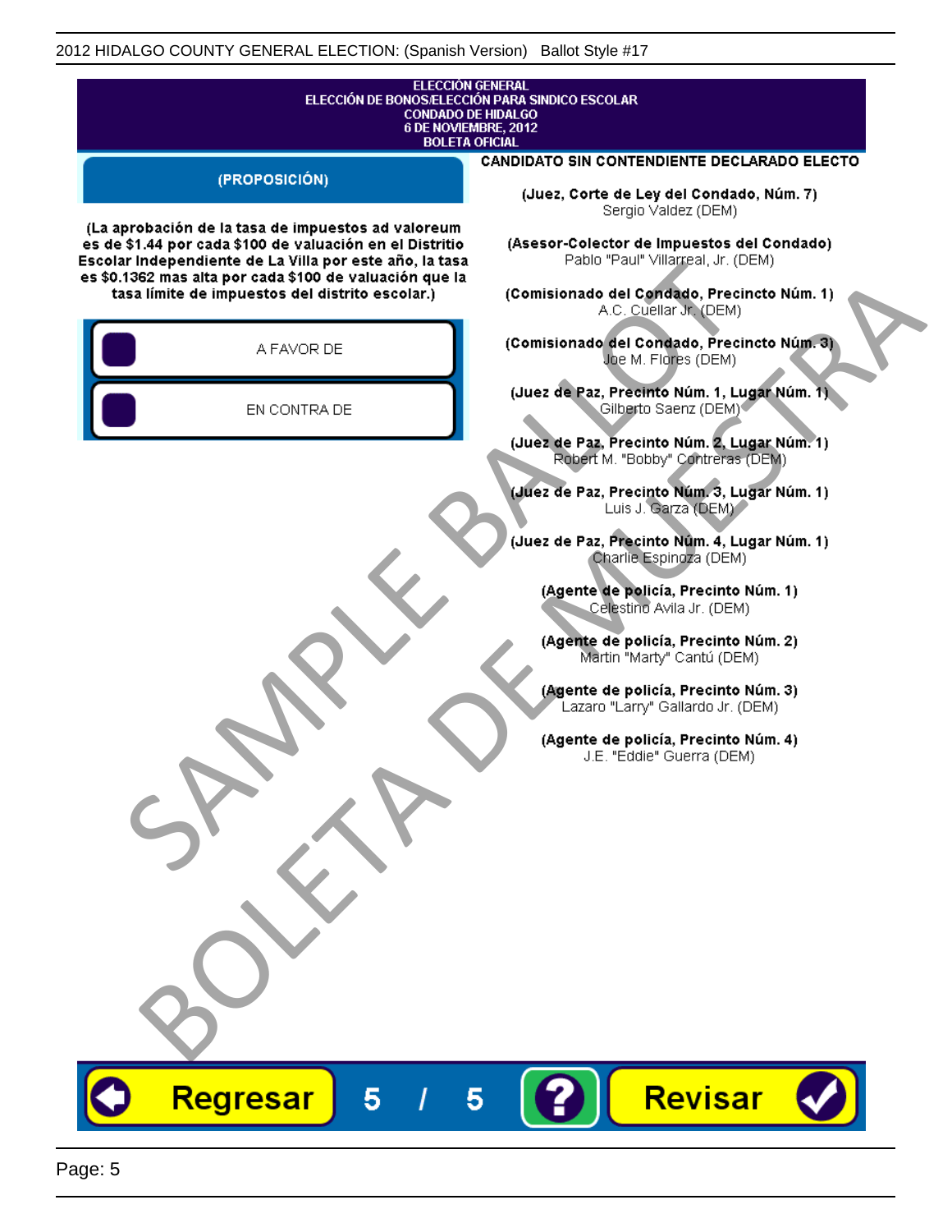ELECCIÓN GENERAL
ELECCIÓN DE BONOS/ELECCIÓN PARA SINDICO ESCOLAR
CONDADO DE HIDALGO
6 DE NOVIEMBRE, 2012
BOLETA OFICIAL

## (PROPOSICIÓN)

**(La aprobación de la tasa de impuestos ad valoreum es de $1.44 por cada $100 de valuación en el Distritio Escolar Independiente de La Villa por este año, la tasa es $0.1362 mas alta por cada $100 de valuación que la tasa límite de impuestos del distrito escolar.)**

- A FAVOR DE
- EN CONTRA DE

## CANDIDATO SIN CONTENDIENTE DECLARADO ELECTO

**(Juez, Corte de Ley del Condado, Núm. 7)**
Sergio Valdez (DEM)

**(Asesor-Colector de Impuestos del Condado)**
Pablo "Paul" Villarreal, Jr. (DEM)

**(Comisionado del Condado, Precincto Núm. 1)**
A.C. Cuellar Jr. (DEM)

**(Comisionado del Condado, Precincto Núm. 3)**
Joe M. Flores (DEM)

**(Juez de Paz, Precinto Núm. 1, Lugar Núm. 1)**
Gilberto Saenz (DEM)

**(Juez de Paz, Precinto Núm. 2, Lugar Núm. 1)**
Robert M. "Bobby" Contreras (DEM)

**(Juez de Paz, Precinto Núm. 3, Lugar Núm. 1)**
Luis J. Garza (DEM)

**(Juez de Paz, Precinto Núm. 4, Lugar Núm. 1)**
Charlie Espinoza (DEM)

**(Agente de policía, Precinto Núm. 1)**
Celestino Avila Jr. (DEM)

**(Agente de policía, Precinto Núm. 2)**
Martin "Marty" Cantú (DEM)

**(Agente de policía, Precinto Núm. 3)**
Lazaro "Larry" Gallardo Jr. (DEM)

**(Agente de policía, Precinto Núm. 4)**
J.E. "Eddie" Guerra (DEM)

SAMPLE BALLOT
BOLETA DE MUESTRA

Regresar 5 / 5 ? Revisar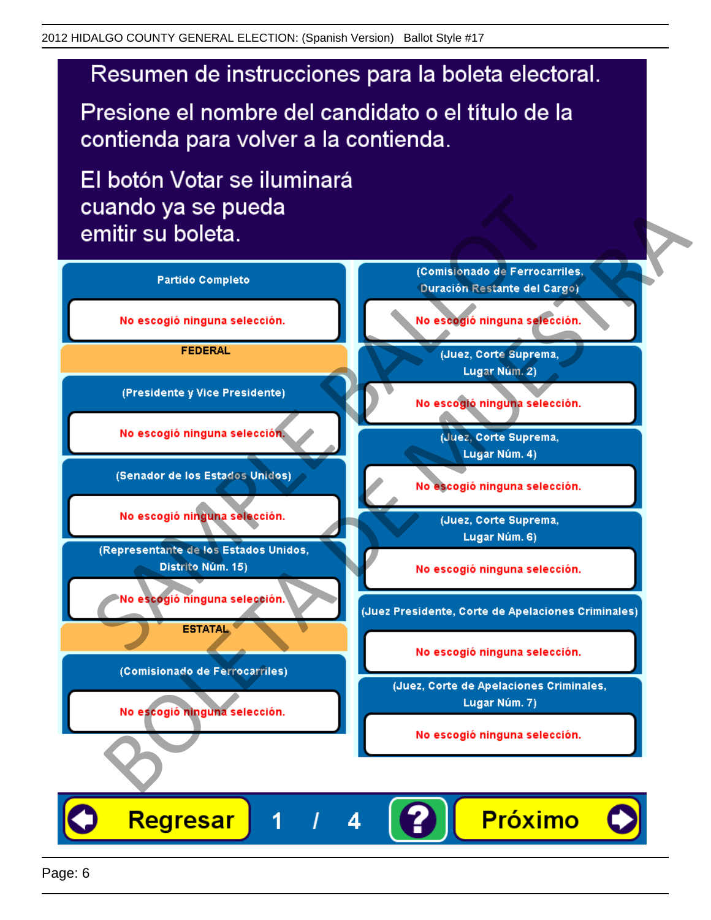# Resumen de instrucciones para la boleta electoral.

Presione el nombre del candidato o el título de la contienda para volver a la contienda.

El botón Votar se iluminará cuando ya se pueda emitir su boleta.

**Partido Completo**

No escogió ninguna selección.

**FEDERAL**

**(Presidente y Vice Presidente)**

No escogió ninguna selección.

**(Senador de los Estados Unidos)**

No escogió ninguna selección.

**(Representante de los Estados Unidos, Distrito Núm. 15)**

No escogió ninguna selección.

**ESTATAL**

**(Comisionado de Ferrocarriles)**

No escogió ninguna selección.

**(Comisionado de Ferrocarriles, Duración Restante del Cargo)**

No escogió ninguna selección.

**(Juez, Corte Suprema, Lugar Núm. 2)**

No escogió ninguna selección.

**(Juez, Corte Suprema, Lugar Núm. 4)**

No escogió ninguna selección.

**(Juez, Corte Suprema, Lugar Núm. 6)**

No escogió ninguna selección.

**(Juez Presidente, Corte de Apelaciones Criminales)**

No escogió ninguna selección.

**(Juez, Corte de Apelaciones Criminales, Lugar Núm. 7)**

No escogió ninguna selección.

SAMPLE BALLOT
BOLETA DE MUESTRA

Regresar 1 / 4 ? Próximo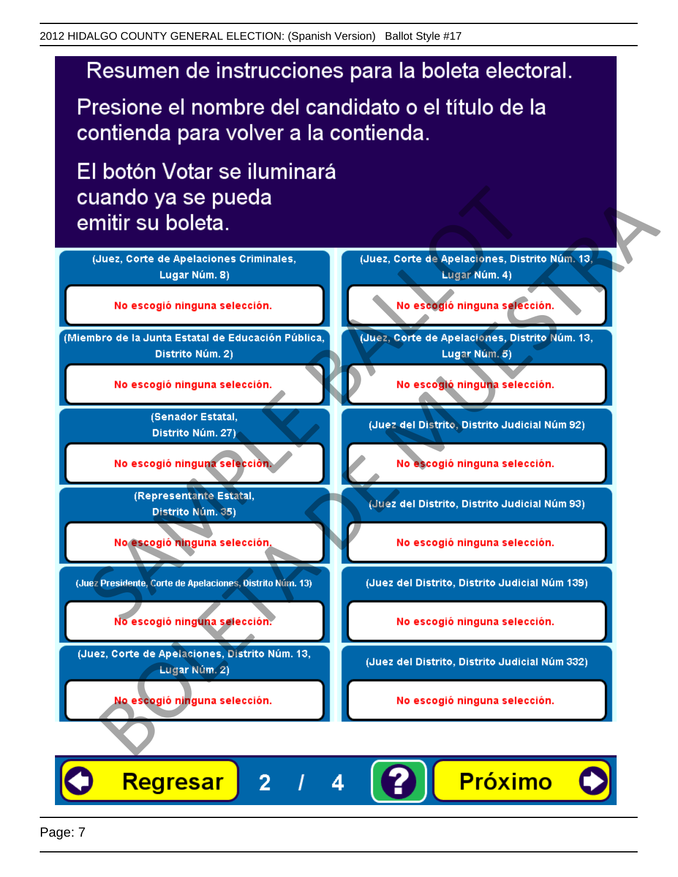# Resumen de instrucciones para la boleta electoral.

Presione el nombre del candidato o el título de la contienda para volver a la contienda.

El botón Votar se iluminará cuando ya se pueda emitir su boleta.

(Juez, Corte de Apelaciones Criminales, Lugar Núm. 8)

No escogió ninguna selección.

(Miembro de la Junta Estatal de Educación Pública, Distrito Núm. 2)

No escogió ninguna selección.

(Senador Estatal, Distrito Núm. 27)

No escogió ninguna selección.

(Representante Estatal, Distrito Núm. 35)

No escogió ninguna selección.

(Juez Presidente, Corte de Apelaciones, Distrito Núm. 13)

No escogió ninguna selección.

(Juez, Corte de Apelaciones, Distrito Núm. 13, Lugar Núm. 2)

No escogió ninguna selección.

(Juez, Corte de Apelaciones, Distrito Núm. 13, Lugar Núm. 4)

No escogió ninguna selección.

(Juez, Corte de Apelaciones, Distrito Núm. 13, Lugar Núm. 5)

No escogió ninguna selección.

(Juez del Distrito, Distrito Judicial Núm 92)

No escogió ninguna selección.

(Juez del Distrito, Distrito Judicial Núm 93)

No escogió ninguna selección.

(Juez del Distrito, Distrito Judicial Núm 139)

No escogió ninguna selección.

(Juez del Distrito, Distrito Judicial Núm 332)

No escogió ninguna selección.

Regresar 2 / 4 ? Próximo

SAMPLE BALLOT
BOLETA DE MUESTRA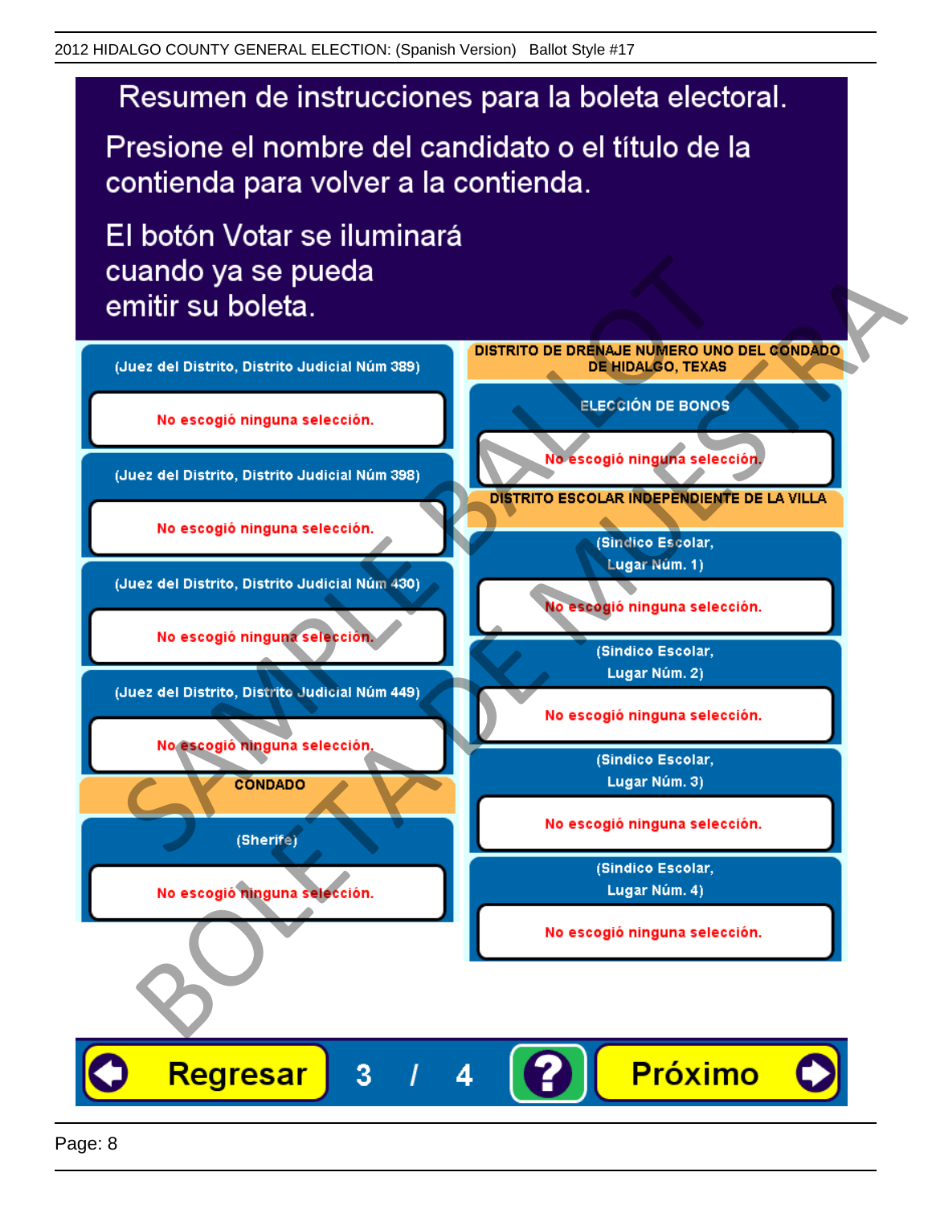# Resumen de instrucciones para la boleta electoral.

Presione el nombre del candidato o el título de la contienda para volver a la contienda.

El botón Votar se iluminará cuando ya se pueda emitir su boleta.

**(Juez del Distrito, Distrito Judicial Núm 389)**

No escogió ninguna selección.

**(Juez del Distrito, Distrito Judicial Núm 398)**

No escogió ninguna selección.

**(Juez del Distrito, Distrito Judicial Núm 430)**

No escogió ninguna selección.

**(Juez del Distrito, Distrito Judicial Núm 449)**

No escogió ninguna selección.

## CONDADO

**(Sherife)**

No escogió ninguna selección.

## DISTRITO DE DRENAJE NUMERO UNO DEL CONDADO DE HIDALGO, TEXAS

**ELECCIÓN DE BONOS**

No escogió ninguna selección.

## DISTRITO ESCOLAR INDEPENDIENTE DE LA VILLA

**(Sindico Escolar, Lugar Núm. 1)**

No escogió ninguna selección.

**(Sindico Escolar, Lugar Núm. 2)**

No escogió ninguna selección.

**(Sindico Escolar, Lugar Núm. 3)**

No escogió ninguna selección.

**(Sindico Escolar, Lugar Núm. 4)**

No escogió ninguna selección.

Regresar 3 / 4 ? Próximo

SAMPLE BALLOT BOLETA DE MUESTRA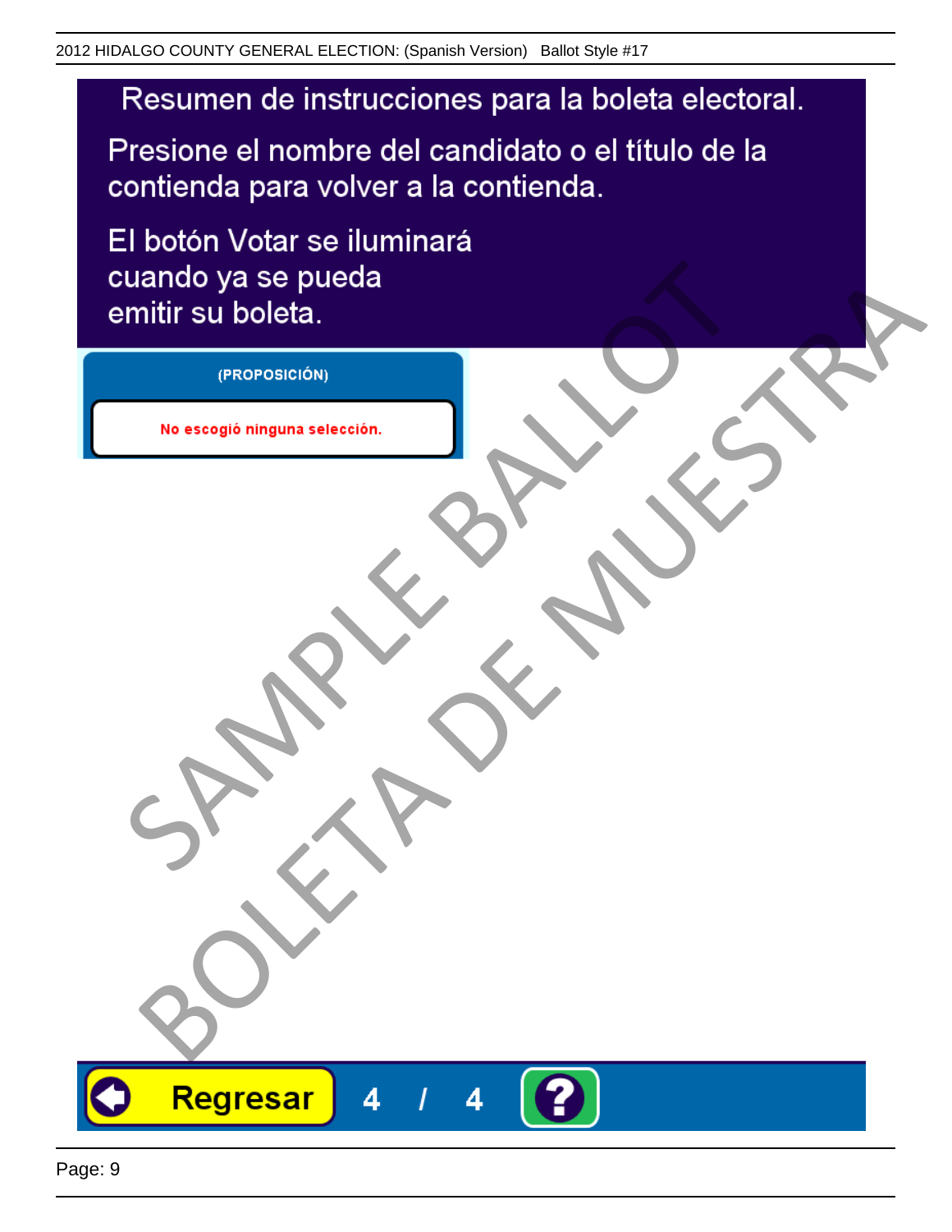# Resumen de instrucciones para la boleta electoral.

Presione el nombre del candidato o el título de la contienda para volver a la contienda.

El botón Votar se iluminará cuando ya se pueda emitir su boleta.

**(PROPOSICIÓN)**

**No escogió ninguna selección.**

SAMPLE BALLOT

BOLETA DE MUESTRA

**Regresar** **4 / 4** **?**